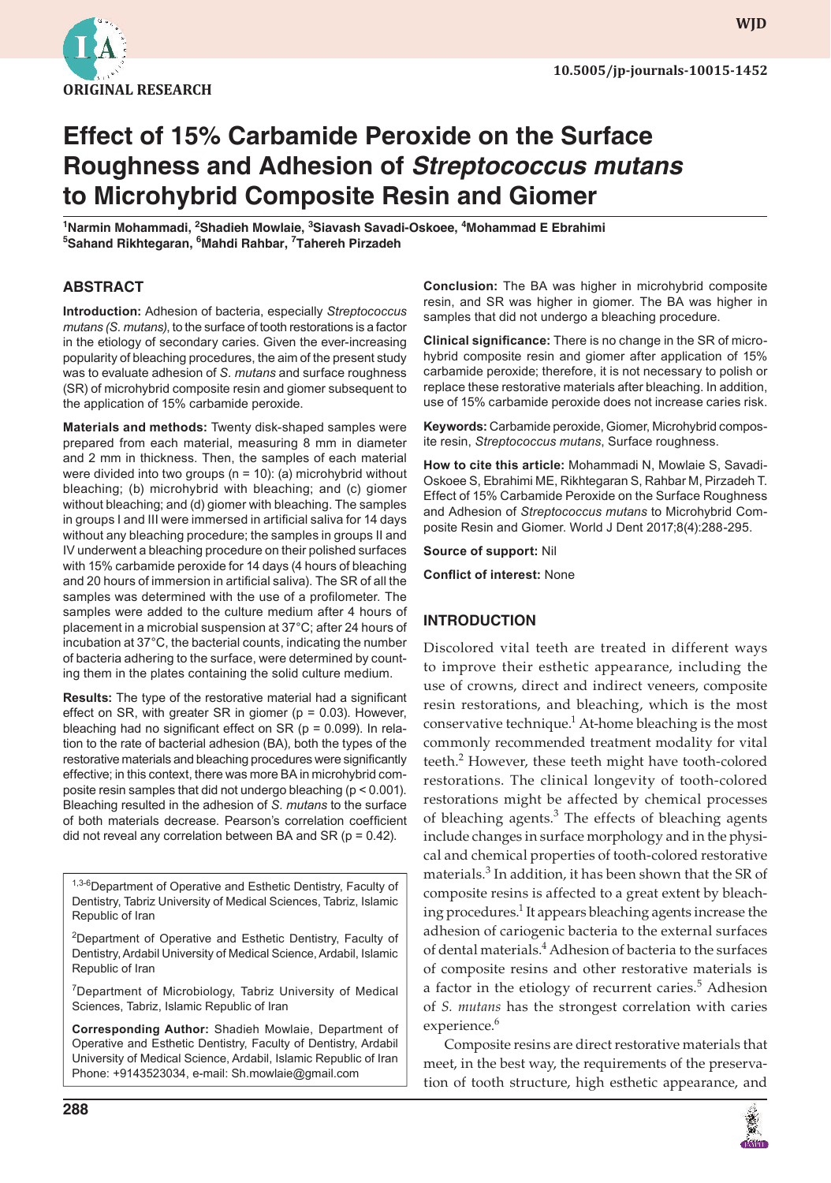ORIGINAL RESEARCH

10.5005/jp-journals-10015-1452

# Effect of 15% Carbamide Peroxide on the Surface Roughness and Adhesion of *Streptococcus mutans* to Microhybrid Composite Resin and Giomer

[1]Narmin Mohammadi, [2]Shadieh Mowlaie, [3]Siavash Savadi-Oskoee, [4]Mohammad E Ebrahimi, [5]Sahand Rikhtegaran, [6]Mahdi Rahbar, [7]Tahereh Pirzadeh

## ABSTRACT

**Introduction:** Adhesion of bacteria, especially *Streptococcus mutans (S. mutans)*, to the surface of tooth restorations is a factor in the etiology of secondary caries. Given the ever-increasing popularity of bleaching procedures, the aim of the present study was to evaluate adhesion of *S. mutans* and surface roughness (SR) of microhybrid composite resin and giomer subsequent to the application of 15% carbamide peroxide.

**Materials and methods:** Twenty disk-shaped samples were prepared from each material, measuring 8 mm in diameter and 2 mm in thickness. Then, the samples of each material were divided into two groups (n = 10): (a) microhybrid without bleaching; (b) microhybrid with bleaching; and (c) giomer without bleaching; and (d) giomer with bleaching. The samples in groups I and III were immersed in artificial saliva for 14 days without any bleaching procedure; the samples in groups II and IV underwent a bleaching procedure on their polished surfaces with 15% carbamide peroxide for 14 days (4 hours of bleaching and 20 hours of immersion in artificial saliva). The SR of all the samples was determined with the use of a profilometer. The samples were added to the culture medium after 4 hours of placement in a microbial suspension at 37°C; after 24 hours of incubation at 37°C, the bacterial counts, indicating the number of bacteria adhering to the surface, were determined by counting them in the plates containing the solid culture medium.

**Results:** The type of the restorative material had a significant effect on SR, with greater SR in giomer (p = 0.03). However, bleaching had no significant effect on SR (p = 0.099). In relation to the rate of bacterial adhesion (BA), both the types of the restorative materials and bleaching procedures were significantly effective; in this context, there was more BA in microhybrid composite resin samples that did not undergo bleaching (p < 0.001). Bleaching resulted in the adhesion of *S. mutans* to the surface of both materials decrease. Pearson's correlation coefficient did not reveal any correlation between BA and SR (p = 0.42).

**Conclusion:** The BA was higher in microhybrid composite resin, and SR was higher in giomer. The BA was higher in samples that did not undergo a bleaching procedure.

**Clinical significance:** There is no change in the SR of microhybrid composite resin and giomer after application of 15% carbamide peroxide; therefore, it is not necessary to polish or replace these restorative materials after bleaching. In addition, use of 15% carbamide peroxide does not increase caries risk.

**Keywords:** Carbamide peroxide, Giomer, Microhybrid composite resin, *Streptococcus mutans*, Surface roughness.

**How to cite this article:** Mohammadi N, Mowlaie S, Savadi-Oskoee S, Ebrahimi ME, Rikhtegaran S, Rahbar M, Pirzadeh T. Effect of 15% Carbamide Peroxide on the Surface Roughness and Adhesion of *Streptococcus mutans* to Microhybrid Composite Resin and Giomer. World J Dent 2017;8(4):288-295.

**Source of support:** Nil

**Conflict of interest:** None

[1,3-6]Department of Operative and Esthetic Dentistry, Faculty of Dentistry, Tabriz University of Medical Sciences, Tabriz, Islamic Republic of Iran

[2]Department of Operative and Esthetic Dentistry, Faculty of Dentistry, Ardabil University of Medical Science, Ardabil, Islamic Republic of Iran

[7]Department of Microbiology, Tabriz University of Medical Sciences, Tabriz, Islamic Republic of Iran

**Corresponding Author:** Shadieh Mowlaie, Department of Operative and Esthetic Dentistry, Faculty of Dentistry, Ardabil University of Medical Science, Ardabil, Islamic Republic of Iran Phone: +9143523034, e-mail: Sh.mowlaie@gmail.com

## INTRODUCTION

Discolored vital teeth are treated in different ways to improve their esthetic appearance, including the use of crowns, direct and indirect veneers, composite resin restorations, and bleaching, which is the most conservative technique.[1] At-home bleaching is the most commonly recommended treatment modality for vital teeth.[2] However, these teeth might have tooth-colored restorations. The clinical longevity of tooth-colored restorations might be affected by chemical processes of bleaching agents.[3] The effects of bleaching agents include changes in surface morphology and in the physical and chemical properties of tooth-colored restorative materials.[3] In addition, it has been shown that the SR of composite resins is affected to a great extent by bleaching procedures.[1] It appears bleaching agents increase the adhesion of cariogenic bacteria to the external surfaces of dental materials.[4] Adhesion of bacteria to the surfaces of composite resins and other restorative materials is a factor in the etiology of recurrent caries.[5] Adhesion of *S. mutans* has the strongest correlation with caries experience.[6]

Composite resins are direct restorative materials that meet, in the best way, the requirements of the preservation of tooth structure, high esthetic appearance, and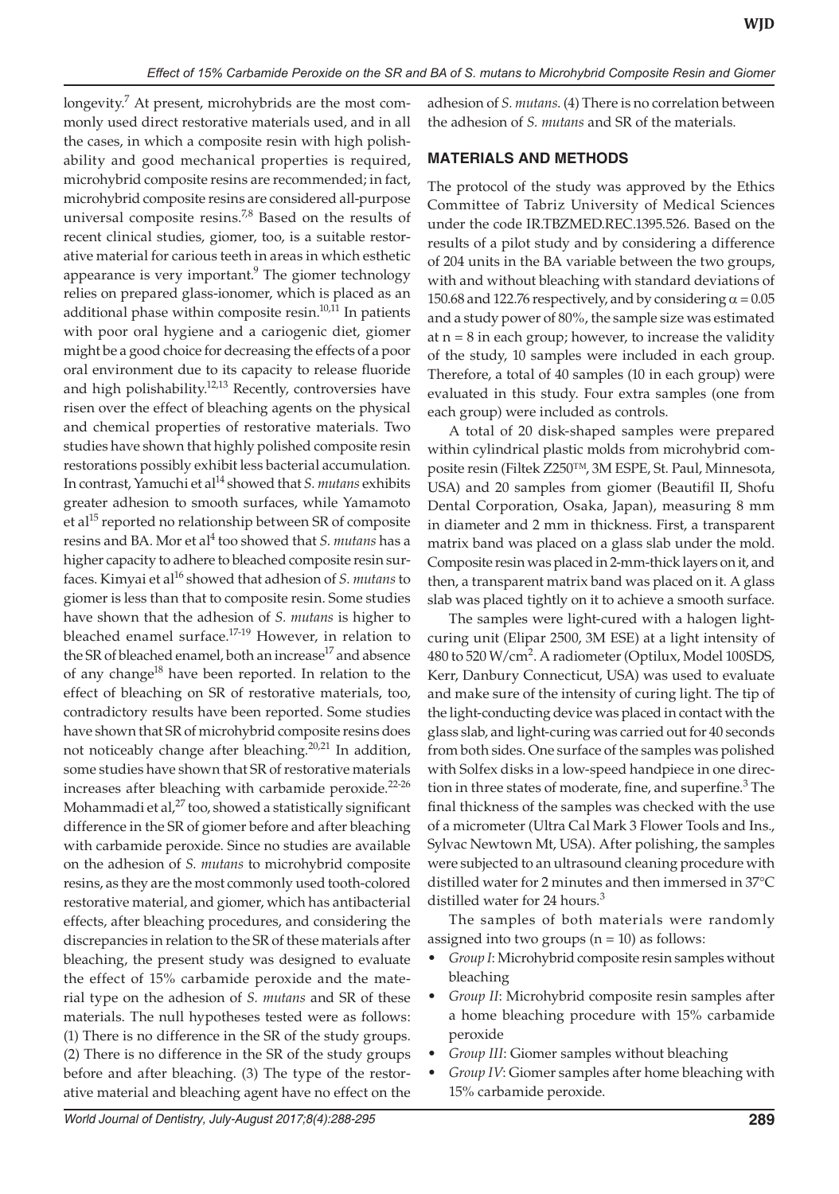longevity.[7] At present, microhybrids are the most commonly used direct restorative materials used, and in all the cases, in which a composite resin with high polishability and good mechanical properties is required, microhybrid composite resins are recommended; in fact, microhybrid composite resins are considered all-purpose universal composite resins.[7,8] Based on the results of recent clinical studies, giomer, too, is a suitable restorative material for carious teeth in areas in which esthetic appearance is very important.[9] The giomer technology relies on prepared glass-ionomer, which is placed as an additional phase within composite resin.[10,11] In patients with poor oral hygiene and a cariogenic diet, giomer might be a good choice for decreasing the effects of a poor oral environment due to its capacity to release fluoride and high polishability.[12,13] Recently, controversies have risen over the effect of bleaching agents on the physical and chemical properties of restorative materials. Two studies have shown that highly polished composite resin restorations possibly exhibit less bacterial accumulation. In contrast, Yamuchi et al[14] showed that *S. mutans* exhibits greater adhesion to smooth surfaces, while Yamamoto et al[15] reported no relationship between SR of composite resins and BA. Mor et al[4] too showed that *S. mutans* has a higher capacity to adhere to bleached composite resin surfaces. Kimyai et al[16] showed that adhesion of *S. mutans* to giomer is less than that to composite resin. Some studies have shown that the adhesion of *S. mutans* is higher to bleached enamel surface.[17-19] However, in relation to the SR of bleached enamel, both an increase[17] and absence of any change[18] have been reported. In relation to the effect of bleaching on SR of restorative materials, too, contradictory results have been reported. Some studies have shown that SR of microhybrid composite resins does not noticeably change after bleaching.[20,21] In addition, some studies have shown that SR of restorative materials increases after bleaching with carbamide peroxide.[22-26] Mohammadi et al,[27] too, showed a statistically significant difference in the SR of giomer before and after bleaching with carbamide peroxide. Since no studies are available on the adhesion of *S. mutans* to microhybrid composite resins, as they are the most commonly used tooth-colored restorative material, and giomer, which has antibacterial effects, after bleaching procedures, and considering the discrepancies in relation to the SR of these materials after bleaching, the present study was designed to evaluate the effect of 15% carbamide peroxide and the material type on the adhesion of *S. mutans* and SR of these materials. The null hypotheses tested were as follows: (1) There is no difference in the SR of the study groups. (2) There is no difference in the SR of the study groups before and after bleaching. (3) The type of the restorative material and bleaching agent have no effect on the adhesion of *S. mutans*. (4) There is no correlation between the adhesion of *S. mutans* and SR of the materials.

## MATERIALS AND METHODS

The protocol of the study was approved by the Ethics Committee of Tabriz University of Medical Sciences under the code IR.TBZMED.REC.1395.526. Based on the results of a pilot study and by considering a difference of 204 units in the BA variable between the two groups, with and without bleaching with standard deviations of 150.68 and 122.76 respectively, and by considering $\alpha = 0.05$ and a study power of 80%, the sample size was estimated at $n = 8$ in each group; however, to increase the validity of the study, 10 samples were included in each group. Therefore, a total of 40 samples (10 in each group) were evaluated in this study. Four extra samples (one from each group) were included as controls.

A total of 20 disk-shaped samples were prepared within cylindrical plastic molds from microhybrid composite resin (Filtek Z250™, 3M ESPE, St. Paul, Minnesota, USA) and 20 samples from giomer (Beautifil II, Shofu Dental Corporation, Osaka, Japan), measuring 8 mm in diameter and 2 mm in thickness. First, a transparent matrix band was placed on a glass slab under the mold. Composite resin was placed in 2-mm-thick layers on it, and then, a transparent matrix band was placed on it. A glass slab was placed tightly on it to achieve a smooth surface.

The samples were light-cured with a halogen light-curing unit (Elipar 2500, 3M ESE) at a light intensity of 480 to 520 W/cm$^2$. A radiometer (Optilux, Model 100SDS, Kerr, Danbury Connecticut, USA) was used to evaluate and make sure of the intensity of curing light. The tip of the light-conducting device was placed in contact with the glass slab, and light-curing was carried out for 40 seconds from both sides. One surface of the samples was polished with Solfex disks in a low-speed handpiece in one direction in three states of moderate, fine, and superfine.[3] The final thickness of the samples was checked with the use of a micrometer (Ultra Cal Mark 3 Flower Tools and Ins., Sylvac Newtown Mt, USA). After polishing, the samples were subjected to an ultrasound cleaning procedure with distilled water for 2 minutes and then immersed in 37°C distilled water for 24 hours.[3]

The samples of both materials were randomly assigned into two groups (n = 10) as follows:

- *Group I*: Microhybrid composite resin samples without bleaching
- *Group II*: Microhybrid composite resin samples after a home bleaching procedure with 15% carbamide peroxide
- *Group III*: Giomer samples without bleaching
- *Group IV*: Giomer samples after home bleaching with 15% carbamide peroxide.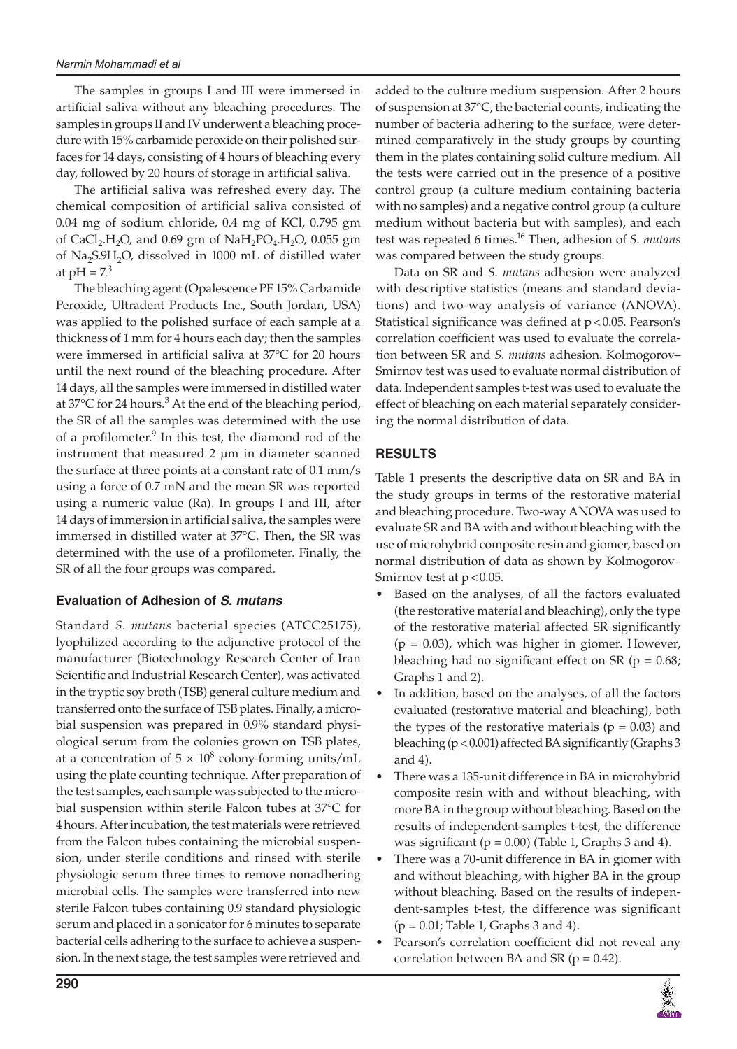The samples in groups I and III were immersed in artificial saliva without any bleaching procedures. The samples in groups II and IV underwent a bleaching procedure with 15% carbamide peroxide on their polished surfaces for 14 days, consisting of 4 hours of bleaching every day, followed by 20 hours of storage in artificial saliva.

The artificial saliva was refreshed every day. The chemical composition of artificial saliva consisted of 0.04 mg of sodium chloride, 0.4 mg of KCl, 0.795 gm of $CaCl_2.H_2O$, and 0.69 gm of $NaH_2PO_4.H_2O$, 0.055 gm of $Na_2S.9H_2O$, dissolved in 1000 mL of distilled water at pH = 7.[3]

The bleaching agent (Opalescence PF 15% Carbamide Peroxide, Ultradent Products Inc., South Jordan, USA) was applied to the polished surface of each sample at a thickness of 1 mm for 4 hours each day; then the samples were immersed in artificial saliva at 37°C for 20 hours until the next round of the bleaching procedure. After 14 days, all the samples were immersed in distilled water at 37°C for 24 hours.[3] At the end of the bleaching period, the SR of all the samples was determined with the use of a profilometer.[9] In this test, the diamond rod of the instrument that measured 2 µm in diameter scanned the surface at three points at a constant rate of 0.1 mm/s using a force of 0.7 mN and the mean SR was reported using a numeric value (Ra). In groups I and III, after 14 days of immersion in artificial saliva, the samples were immersed in distilled water at 37°C. Then, the SR was determined with the use of a profilometer. Finally, the SR of all the four groups was compared.

### Evaluation of Adhesion of *S. mutans*

Standard *S. mutans* bacterial species (ATCC25175), lyophilized according to the adjunctive protocol of the manufacturer (Biotechnology Research Center of Iran Scientific and Industrial Research Center), was activated in the tryptic soy broth (TSB) general culture medium and transferred onto the surface of TSB plates. Finally, a microbial suspension was prepared in 0.9% standard physiological serum from the colonies grown on TSB plates, at a concentration of $5 \times 10^8$ colony-forming units/mL using the plate counting technique. After preparation of the test samples, each sample was subjected to the microbial suspension within sterile Falcon tubes at 37°C for 4 hours. After incubation, the test materials were retrieved from the Falcon tubes containing the microbial suspension, under sterile conditions and rinsed with sterile physiologic serum three times to remove nonadhering microbial cells. The samples were transferred into new sterile Falcon tubes containing 0.9 standard physiologic serum and placed in a sonicator for 6 minutes to separate bacterial cells adhering to the surface to achieve a suspension. In the next stage, the test samples were retrieved and added to the culture medium suspension. After 2 hours of suspension at 37°C, the bacterial counts, indicating the number of bacteria adhering to the surface, were determined comparatively in the study groups by counting them in the plates containing solid culture medium. All the tests were carried out in the presence of a positive control group (a culture medium containing bacteria with no samples) and a negative control group (a culture medium without bacteria but with samples), and each test was repeated 6 times.[16] Then, adhesion of *S. mutans* was compared between the study groups.

Data on SR and *S. mutans* adhesion were analyzed with descriptive statistics (means and standard deviations) and two-way analysis of variance (ANOVA). Statistical significance was defined at $p < 0.05$. Pearson's correlation coefficient was used to evaluate the correlation between SR and *S. mutans* adhesion. Kolmogorov–Smirnov test was used to evaluate normal distribution of data. Independent samples t-test was used to evaluate the effect of bleaching on each material separately considering the normal distribution of data.

## RESULTS

Table 1 presents the descriptive data on SR and BA in the study groups in terms of the restorative material and bleaching procedure. Two-way ANOVA was used to evaluate SR and BA with and without bleaching with the use of microhybrid composite resin and giomer, based on normal distribution of data as shown by Kolmogorov–Smirnov test at $p < 0.05$.

- Based on the analyses, of all the factors evaluated (the restorative material and bleaching), only the type of the restorative material affected SR significantly ($p = 0.03$), which was higher in giomer. However, bleaching had no significant effect on SR ($p = 0.68$; Graphs 1 and 2).
- In addition, based on the analyses, of all the factors evaluated (restorative material and bleaching), both the types of the restorative materials ($p = 0.03$) and bleaching ($p < 0.001$) affected BA significantly (Graphs 3 and 4).
- There was a 135-unit difference in BA in microhybrid composite resin with and without bleaching, with more BA in the group without bleaching. Based on the results of independent-samples t-test, the difference was significant ($p = 0.00$) (Table 1, Graphs 3 and 4).
- There was a 70-unit difference in BA in giomer with and without bleaching, with higher BA in the group without bleaching. Based on the results of independent-samples t-test, the difference was significant ($p = 0.01$; Table 1, Graphs 3 and 4).
- Pearson's correlation coefficient did not reveal any correlation between BA and SR ($p = 0.42$).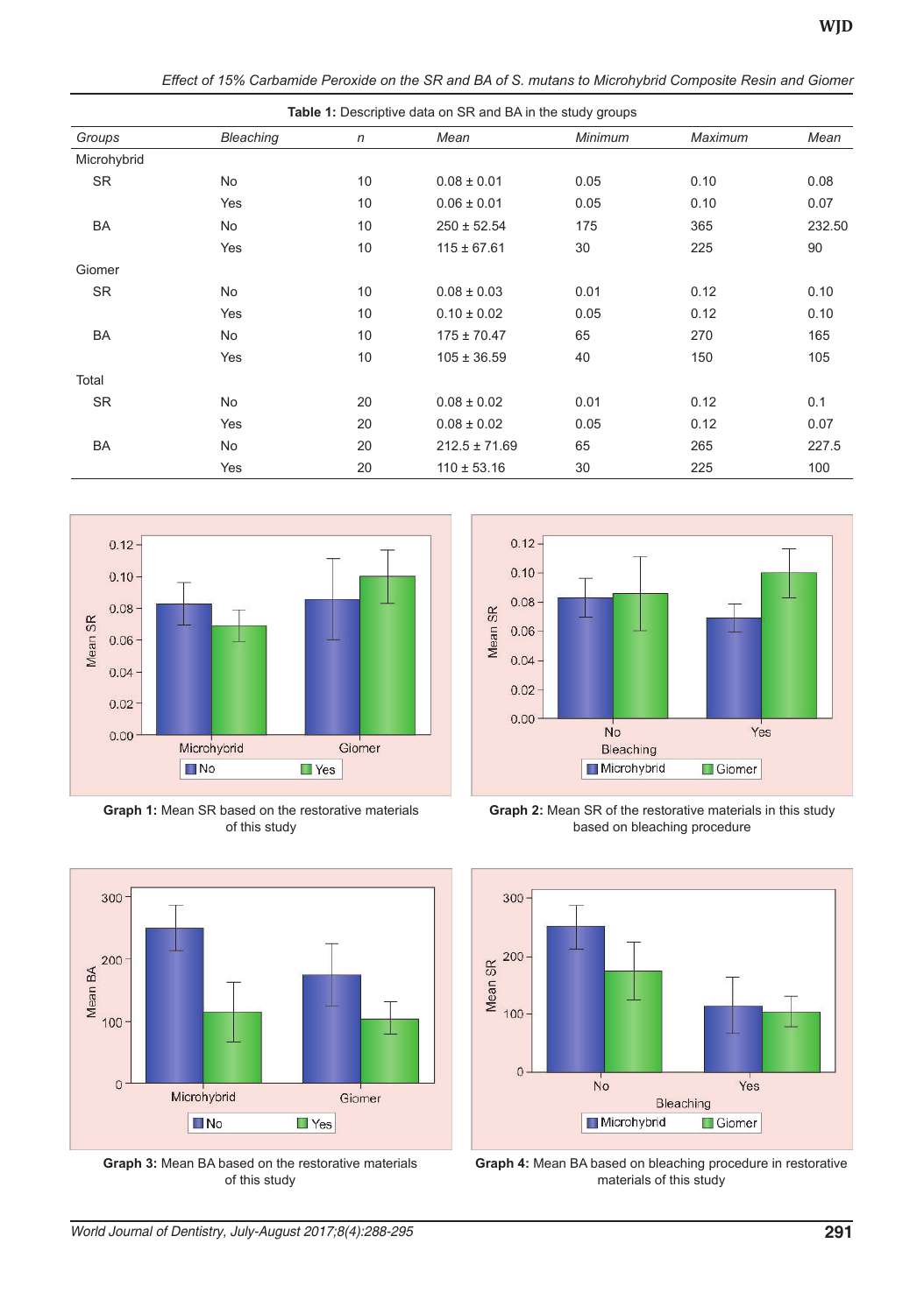**Table 1:** Descriptive data on SR and BA in the study groups

| *Groups* | *Bleaching* | *n* | *Mean* | *Minimum* | *Maximum* | *Mean* |
|---|---|---|---|---|---|---|
| Microhybrid | | | | | | |
| SR | No | 10 | 0.08 ± 0.01 | 0.05 | 0.10 | 0.08 |
| | Yes | 10 | 0.06 ± 0.01 | 0.05 | 0.10 | 0.07 |
| BA | No | 10 | 250 ± 52.54 | 175 | 365 | 232.50 |
| | Yes | 10 | 115 ± 67.61 | 30 | 225 | 90 |
| Giomer | | | | | | |
| SR | No | 10 | 0.08 ± 0.03 | 0.01 | 0.12 | 0.10 |
| | Yes | 10 | 0.10 ± 0.02 | 0.05 | 0.12 | 0.10 |
| BA | No | 10 | 175 ± 70.47 | 65 | 270 | 165 |
| | Yes | 10 | 105 ± 36.59 | 40 | 150 | 105 |
| Total | | | | | | |
| SR | No | 20 | 0.08 ± 0.02 | 0.01 | 0.12 | 0.1 |
| | Yes | 20 | 0.08 ± 0.02 | 0.05 | 0.12 | 0.07 |
| BA | No | 20 | 212.5 ± 71.69 | 65 | 265 | 227.5 |
| | Yes | 20 | 110 ± 53.16 | 30 | 225 | 100 |

**Graph 1:** Mean SR based on the restorative materials of this study

**Graph 2:** Mean SR of the restorative materials in this study based on bleaching procedure

**Graph 3:** Mean BA based on the restorative materials of this study

**Graph 4:** Mean BA based on bleaching procedure in restorative materials of this study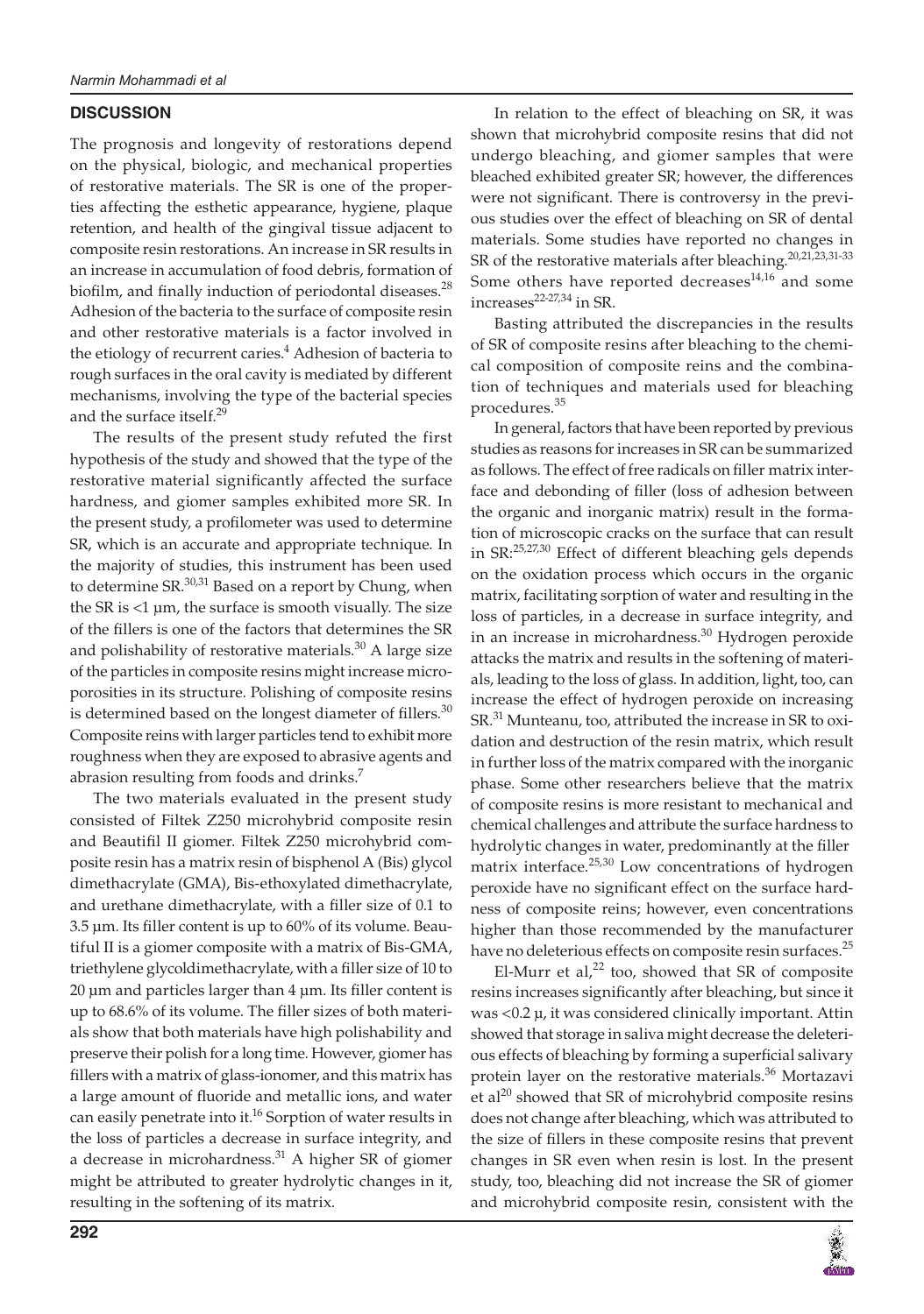## DISCUSSION

The prognosis and longevity of restorations depend on the physical, biologic, and mechanical properties of restorative materials. The SR is one of the properties affecting the esthetic appearance, hygiene, plaque retention, and health of the gingival tissue adjacent to composite resin restorations. An increase in SR results in an increase in accumulation of food debris, formation of biofilm, and finally induction of periodontal diseases.[28] Adhesion of the bacteria to the surface of composite resin and other restorative materials is a factor involved in the etiology of recurrent caries.[4] Adhesion of bacteria to rough surfaces in the oral cavity is mediated by different mechanisms, involving the type of the bacterial species and the surface itself.[29]

The results of the present study refuted the first hypothesis of the study and showed that the type of the restorative material significantly affected the surface hardness, and giomer samples exhibited more SR. In the present study, a profilometer was used to determine SR, which is an accurate and appropriate technique. In the majority of studies, this instrument has been used to determine SR.[30,31] Based on a report by Chung, when the SR is <1 μm, the surface is smooth visually. The size of the fillers is one of the factors that determines the SR and polishability of restorative materials.[30] A large size of the particles in composite resins might increase microporosities in its structure. Polishing of composite resins is determined based on the longest diameter of fillers.[30] Composite reins with larger particles tend to exhibit more roughness when they are exposed to abrasive agents and abrasion resulting from foods and drinks.[7]

The two materials evaluated in the present study consisted of Filtek Z250 microhybrid composite resin and Beautifil II giomer. Filtek Z250 microhybrid composite resin has a matrix resin of bisphenol A (Bis) glycol dimethacrylate (GMA), Bis-ethoxylated dimethacrylate, and urethane dimethacrylate, with a filler size of 0.1 to 3.5 μm. Its filler content is up to 60% of its volume. Beautiful II is a giomer composite with a matrix of Bis-GMA, triethylene glycoldimethacrylate, with a filler size of 10 to 20 μm and particles larger than 4 μm. Its filler content is up to 68.6% of its volume. The filler sizes of both materials show that both materials have high polishability and preserve their polish for a long time. However, giomer has fillers with a matrix of glass-ionomer, and this matrix has a large amount of fluoride and metallic ions, and water can easily penetrate into it.[16] Sorption of water results in the loss of particles a decrease in surface integrity, and a decrease in microhardness.[31] A higher SR of giomer might be attributed to greater hydrolytic changes in it, resulting in the softening of its matrix.

In relation to the effect of bleaching on SR, it was shown that microhybrid composite resins that did not undergo bleaching, and giomer samples that were bleached exhibited greater SR; however, the differences were not significant. There is controversy in the previous studies over the effect of bleaching on SR of dental materials. Some studies have reported no changes in SR of the restorative materials after bleaching.[20,21,23,31-33] Some others have reported decreases[14,16] and some increases[22-27,34] in SR.

Basting attributed the discrepancies in the results of SR of composite resins after bleaching to the chemical composition of composite reins and the combination of techniques and materials used for bleaching procedures.[35]

In general, factors that have been reported by previous studies as reasons for increases in SR can be summarized as follows. The effect of free radicals on filler matrix interface and debonding of filler (loss of adhesion between the organic and inorganic matrix) result in the formation of microscopic cracks on the surface that can result in SR:[25,27,30] Effect of different bleaching gels depends on the oxidation process which occurs in the organic matrix, facilitating sorption of water and resulting in the loss of particles, in a decrease in surface integrity, and in an increase in microhardness.[30] Hydrogen peroxide attacks the matrix and results in the softening of materials, leading to the loss of glass. In addition, light, too, can increase the effect of hydrogen peroxide on increasing SR.[31] Munteanu, too, attributed the increase in SR to oxidation and destruction of the resin matrix, which result in further loss of the matrix compared with the inorganic phase. Some other researchers believe that the matrix of composite resins is more resistant to mechanical and chemical challenges and attribute the surface hardness to hydrolytic changes in water, predominantly at the filler matrix interface.[25,30] Low concentrations of hydrogen peroxide have no significant effect on the surface hardness of composite reins; however, even concentrations higher than those recommended by the manufacturer have no deleterious effects on composite resin surfaces.[25]

El-Murr et al,[22] too, showed that SR of composite resins increases significantly after bleaching, but since it was <0.2 μ, it was considered clinically important. Attin showed that storage in saliva might decrease the deleterious effects of bleaching by forming a superficial salivary protein layer on the restorative materials.[36] Mortazavi et al[20] showed that SR of microhybrid composite resins does not change after bleaching, which was attributed to the size of fillers in these composite resins that prevent changes in SR even when resin is lost. In the present study, too, bleaching did not increase the SR of giomer and microhybrid composite resin, consistent with the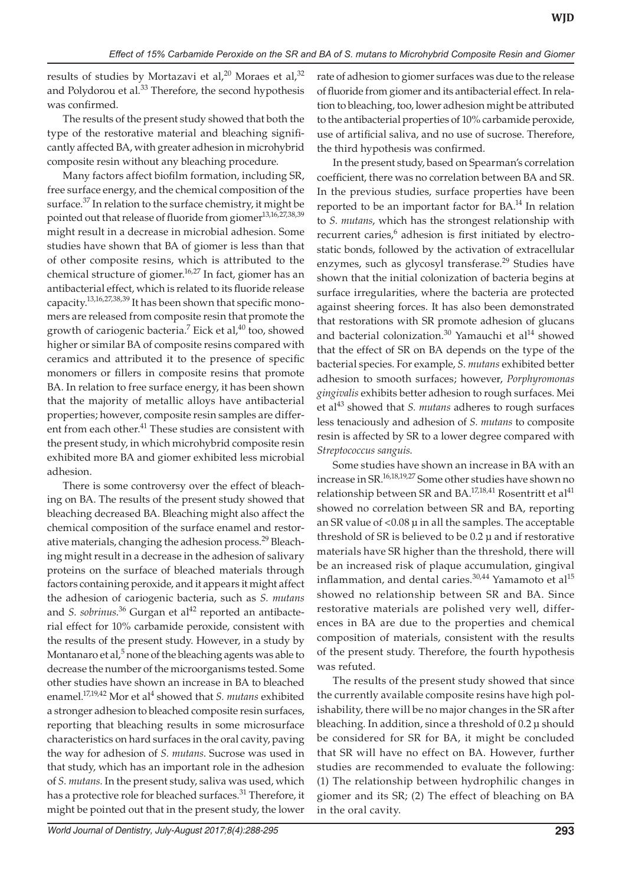results of studies by Mortazavi et al,[20] Moraes et al,[32] and Polydorou et al.[33] Therefore, the second hypothesis was confirmed.

The results of the present study showed that both the type of the restorative material and bleaching significantly affected BA, with greater adhesion in microhybrid composite resin without any bleaching procedure.

Many factors affect biofilm formation, including SR, free surface energy, and the chemical composition of the surface.[37] In relation to the surface chemistry, it might be pointed out that release of fluoride from giomer[13,16,27,38,39] might result in a decrease in microbial adhesion. Some studies have shown that BA of giomer is less than that of other composite resins, which is attributed to the chemical structure of giomer.[16,27] In fact, giomer has an antibacterial effect, which is related to its fluoride release capacity.[13,16,27,38,39] It has been shown that specific monomers are released from composite resin that promote the growth of cariogenic bacteria.[7] Eick et al,[40] too, showed higher or similar BA of composite resins compared with ceramics and attributed it to the presence of specific monomers or fillers in composite resins that promote BA. In relation to free surface energy, it has been shown that the majority of metallic alloys have antibacterial properties; however, composite resin samples are different from each other.[41] These studies are consistent with the present study, in which microhybrid composite resin exhibited more BA and giomer exhibited less microbial adhesion.

There is some controversy over the effect of bleaching on BA. The results of the present study showed that bleaching decreased BA. Bleaching might also affect the chemical composition of the surface enamel and restorative materials, changing the adhesion process.[29] Bleaching might result in a decrease in the adhesion of salivary proteins on the surface of bleached materials through factors containing peroxide, and it appears it might affect the adhesion of cariogenic bacteria, such as *S. mutans* and *S. sobrinus*.[36] Gurgan et al[42] reported an antibacterial effect for 10% carbamide peroxide, consistent with the results of the present study. However, in a study by Montanaro et al,[5] none of the bleaching agents was able to decrease the number of the microorganisms tested. Some other studies have shown an increase in BA to bleached enamel.[17,19,42] Mor et al[4] showed that *S. mutans* exhibited a stronger adhesion to bleached composite resin surfaces, reporting that bleaching results in some microsurface characteristics on hard surfaces in the oral cavity, paving the way for adhesion of *S. mutans*. Sucrose was used in that study, which has an important role in the adhesion of *S. mutans*. In the present study, saliva was used, which has a protective role for bleached surfaces.[31] Therefore, it might be pointed out that in the present study, the lower rate of adhesion to giomer surfaces was due to the release of fluoride from giomer and its antibacterial effect. In relation to bleaching, too, lower adhesion might be attributed to the antibacterial properties of 10% carbamide peroxide, use of artificial saliva, and no use of sucrose. Therefore, the third hypothesis was confirmed.

In the present study, based on Spearman's correlation coefficient, there was no correlation between BA and SR. In the previous studies, surface properties have been reported to be an important factor for BA.[14] In relation to *S. mutans*, which has the strongest relationship with recurrent caries,[6] adhesion is first initiated by electrostatic bonds, followed by the activation of extracellular enzymes, such as glycosyl transferase.[29] Studies have shown that the initial colonization of bacteria begins at surface irregularities, where the bacteria are protected against sheering forces. It has also been demonstrated that restorations with SR promote adhesion of glucans and bacterial colonization.[30] Yamauchi et al[14] showed that the effect of SR on BA depends on the type of the bacterial species. For example, *S. mutans* exhibited better adhesion to smooth surfaces; however, *Porphyromonas gingivalis* exhibits better adhesion to rough surfaces. Mei et al[43] showed that *S. mutans* adheres to rough surfaces less tenaciously and adhesion of *S. mutans* to composite resin is affected by SR to a lower degree compared with *Streptococcus sanguis*.

Some studies have shown an increase in BA with an increase in SR.[16,18,19,27] Some other studies have shown no relationship between SR and BA.[17,18,41] Rosentritt et al[41] showed no correlation between SR and BA, reporting an SR value of <0.08 µ in all the samples. The acceptable threshold of SR is believed to be 0.2 µ and if restorative materials have SR higher than the threshold, there will be an increased risk of plaque accumulation, gingival inflammation, and dental caries.[30,44] Yamamoto et al[15] showed no relationship between SR and BA. Since restorative materials are polished very well, differences in BA are due to the properties and chemical composition of materials, consistent with the results of the present study. Therefore, the fourth hypothesis was refuted.

The results of the present study showed that since the currently available composite resins have high polishability, there will be no major changes in the SR after bleaching. In addition, since a threshold of 0.2 µ should be considered for SR for BA, it might be concluded that SR will have no effect on BA. However, further studies are recommended to evaluate the following: (1) The relationship between hydrophilic changes in giomer and its SR; (2) The effect of bleaching on BA in the oral cavity.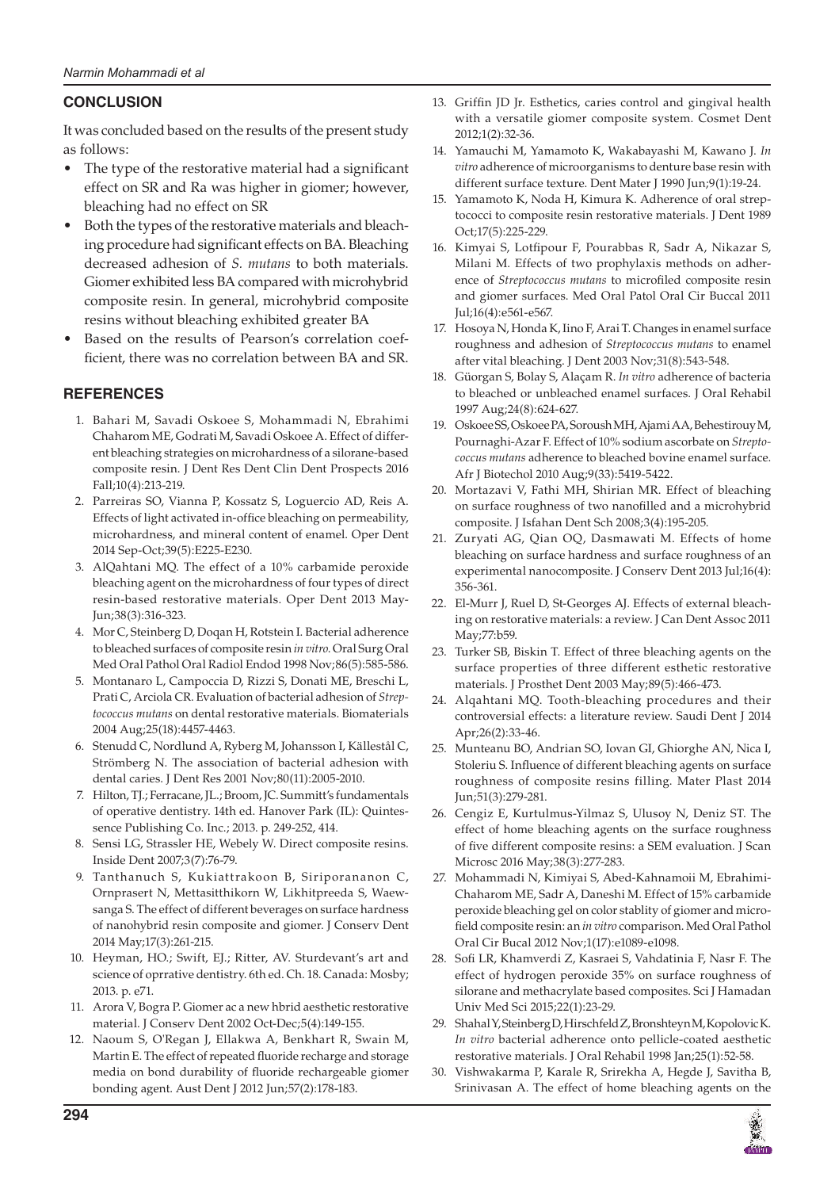## CONCLUSION

It was concluded based on the results of the present study as follows:

- The type of the restorative material had a significant effect on SR and Ra was higher in giomer; however, bleaching had no effect on SR
- Both the types of the restorative materials and bleaching procedure had significant effects on BA. Bleaching decreased adhesion of *S. mutans* to both materials. Giomer exhibited less BA compared with microhybrid composite resin. In general, microhybrid composite resins without bleaching exhibited greater BA
- Based on the results of Pearson's correlation coefficient, there was no correlation between BA and SR.

## REFERENCES

1. Bahari M, Savadi Oskoee S, Mohammadi N, Ebrahimi Chaharom ME, Godrati M, Savadi Oskoee A. Effect of different bleaching strategies on microhardness of a silorane-based composite resin. J Dent Res Dent Clin Dent Prospects 2016 Fall;10(4):213-219.
2. Parreiras SO, Vianna P, Kossatz S, Loguercio AD, Reis A. Effects of light activated in-office bleaching on permeability, microhardness, and mineral content of enamel. Oper Dent 2014 Sep-Oct;39(5):E225-E230.
3. AlQahtani MQ. The effect of a 10% carbamide peroxide bleaching agent on the microhardness of four types of direct resin-based restorative materials. Oper Dent 2013 May-Jun;38(3):316-323.
4. Mor C, Steinberg D, Doqan H, Rotstein I. Bacterial adherence to bleached surfaces of composite resin *in vitro*. Oral Surg Oral Med Oral Pathol Oral Radiol Endod 1998 Nov;86(5):585-586.
5. Montanaro L, Campoccia D, Rizzi S, Donati ME, Breschi L, Prati C, Arciola CR. Evaluation of bacterial adhesion of *Streptococcus mutans* on dental restorative materials. Biomaterials 2004 Aug;25(18):4457-4463.
6. Stenudd C, Nordlund A, Ryberg M, Johansson I, Källestål C, Strömberg N. The association of bacterial adhesion with dental caries. J Dent Res 2001 Nov;80(11):2005-2010.
7. Hilton, TJ.; Ferracane, JL.; Broom, JC. Summitt's fundamentals of operative dentistry. 14th ed. Hanover Park (IL): Quintessence Publishing Co. Inc.; 2013. p. 249-252, 414.
8. Sensi LG, Strassler HE, Webely W. Direct composite resins. Inside Dent 2007;3(7):76-79.
9. Tanthanuch S, Kukiattrakoon B, Siripornanon C, Ornprasert N, Mettasitthikorn W, Likhitpreeda S, Waewsanga S. The effect of different beverages on surface hardness of nanohybrid resin composite and giomer. J Conserv Dent 2014 May;17(3):261-215.
10. Heyman, HO.; Swift, EJ.; Ritter, AV. Sturdevant's art and science of oprrative dentistry. 6th ed. Ch. 18. Canada: Mosby; 2013. p. e71.
11. Arora V, Bogra P. Giomer ac a new hbrid aesthetic restorative material. J Conserv Dent 2002 Oct-Dec;5(4):149-155.
12. Naoum S, O'Regan J, Ellakwa A, Benkhart R, Swain M, Martin E. The effect of repeated fluoride recharge and storage media on bond durability of fluoride rechargeable giomer bonding agent. Aust Dent J 2012 Jun;57(2):178-183.
13. Griffin JD Jr. Esthetics, caries control and gingival health with a versatile giomer composite system. Cosmet Dent 2012;1(2):32-36.
14. Yamauchi M, Yamamoto K, Wakabayashi M, Kawano J. *In vitro* adherence of microorganisms to denture base resin with different surface texture. Dent Mater J 1990 Jun;9(1):19-24.
15. Yamamoto K, Noda H, Kimura K. Adherence of oral streptococci to composite resin restorative materials. J Dent 1989 Oct;17(5):225-229.
16. Kimyai S, Lotfipour F, Pourabbas R, Sadr A, Nikazar S, Milani M. Effects of two prophylaxis methods on adherence of *Streptococcus mutans* to microfiled composite resin and giomer surfaces. Med Oral Patol Oral Cir Buccal 2011 Jul;16(4):e561-e567.
17. Hosoya N, Honda K, Iino F, Arai T. Changes in enamel surface roughness and adhesion of *Streptococcus mutans* to enamel after vital bleaching. J Dent 2003 Nov;31(8):543-548.
18. Güorgan S, Bolay S, Alaçam R. *In vitro* adherence of bacteria to bleached or unbleached enamel surfaces. J Oral Rehabil 1997 Aug;24(8):624-627.
19. Oskoee SS, Oskoee PA, Soroush MH, Ajami AA, Behestirouy M, Pournaghi-Azar F. Effect of 10% sodium ascorbate on *Streptococcus mutans* adherence to bleached bovine enamel surface. Afr J Biotechol 2010 Aug;9(33):5419-5422.
20. Mortazavi V, Fathi MH, Shirian MR. Effect of bleaching on surface roughness of two nanofilled and a microhybrid composite. J Isfahan Dent Sch 2008;3(4):195-205.
21. Zuryati AG, Qian OQ, Dasmawati M. Effects of home bleaching on surface hardness and surface roughness of an experimental nanocomposite. J Conserv Dent 2013 Jul;16(4): 356-361.
22. El-Murr J, Ruel D, St-Georges AJ. Effects of external bleaching on restorative materials: a review. J Can Dent Assoc 2011 May;77:b59.
23. Turker SB, Biskin T. Effect of three bleaching agents on the surface properties of three different esthetic restorative materials. J Prosthet Dent 2003 May;89(5):466-473.
24. Alqahtani MQ. Tooth-bleaching procedures and their controversial effects: a literature review. Saudi Dent J 2014 Apr;26(2):33-46.
25. Munteanu BO, Andrian SO, Iovan GI, Ghiorghe AN, Nica I, Stoleriu S. Influence of different bleaching agents on surface roughness of composite resins filling. Mater Plast 2014 Jun;51(3):279-281.
26. Cengiz E, Kurtulmus-Yilmaz S, Ulusoy N, Deniz ST. The effect of home bleaching agents on the surface roughness of five different composite resins: a SEM evaluation. J Scan Microsc 2016 May;38(3):277-283.
27. Mohammadi N, Kimiyai S, Abed-Kahnamoii M, Ebrahimi-Chaharom ME, Sadr A, Daneshi M. Effect of 15% carbamide peroxide bleaching gel on color stablity of giomer and microfield composite resin: an *in vitro* comparison. Med Oral Pathol Oral Cir Bucal 2012 Nov;1(17):e1089-e1098.
28. Sofi LR, Khamverdi Z, Kasraei S, Vahdatinia F, Nasr F. The effect of hydrogen peroxide 35% on surface roughness of silorane and methacrylate based composites. Sci J Hamadan Univ Med Sci 2015;22(1):23-29.
29. Shahal Y, Steinberg D, Hirschfeld Z, Bronshteyn M, Kopolovic K. *In vitro* bacterial adherence onto pellicle-coated aesthetic restorative materials. J Oral Rehabil 1998 Jan;25(1):52-58.
30. Vishwakarma P, Karale R, Srirekha A, Hegde J, Savitha B, Srinivasan A. The effect of home bleaching agents on the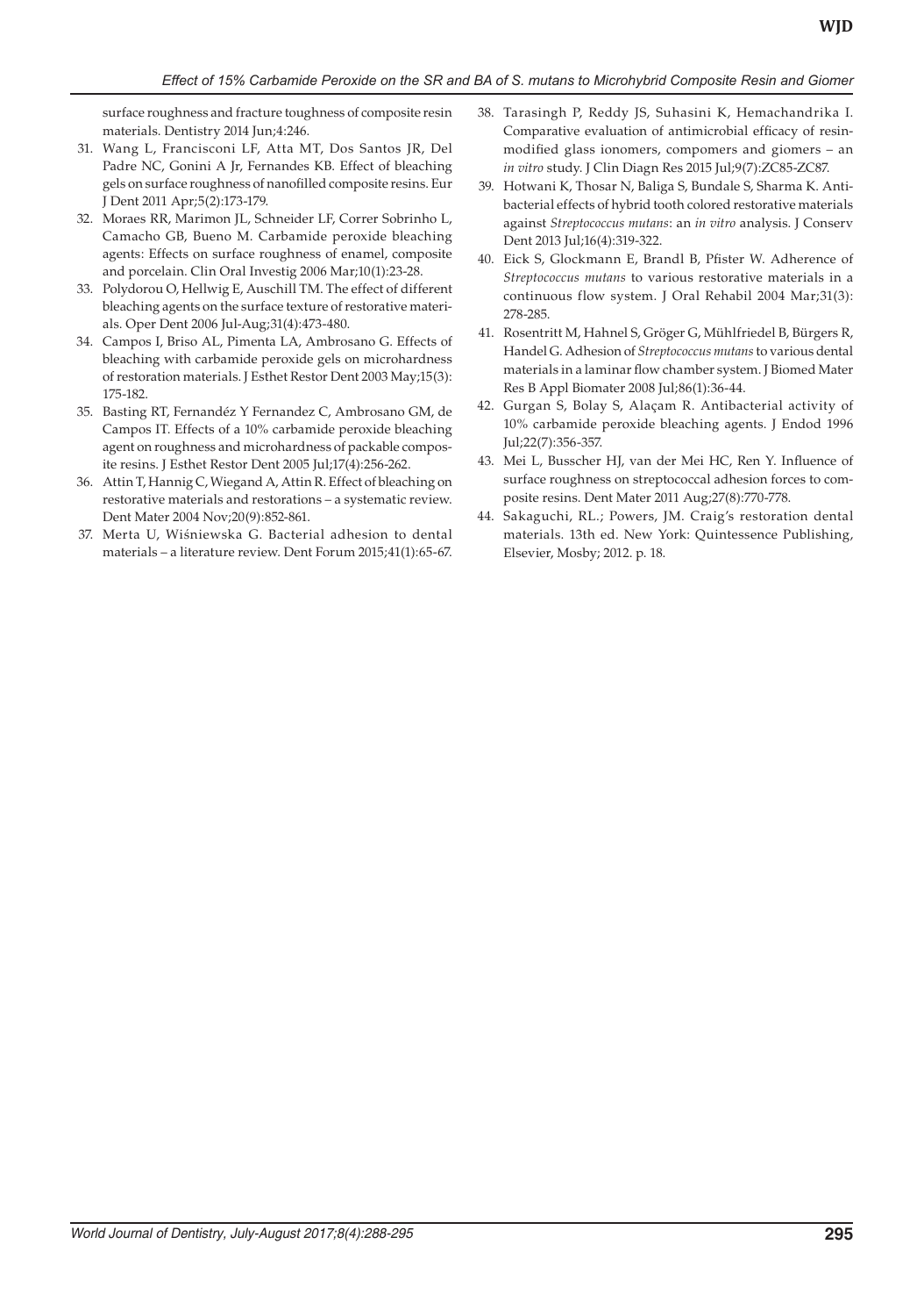surface roughness and fracture toughness of composite resin materials. Dentistry 2014 Jun;4:246.

31. Wang L, Francisconi LF, Atta MT, Dos Santos JR, Del Padre NC, Gonini A Jr, Fernandes KB. Effect of bleaching gels on surface roughness of nanofilled composite resins. Eur J Dent 2011 Apr;5(2):173-179.
32. Moraes RR, Marimon JL, Schneider LF, Correr Sobrinho L, Camacho GB, Bueno M. Carbamide peroxide bleaching agents: Effects on surface roughness of enamel, composite and porcelain. Clin Oral Investig 2006 Mar;10(1):23-28.
33. Polydorou O, Hellwig E, Auschill TM. The effect of different bleaching agents on the surface texture of restorative materials. Oper Dent 2006 Jul-Aug;31(4):473-480.
34. Campos I, Briso AL, Pimenta LA, Ambrosano G. Effects of bleaching with carbamide peroxide gels on microhardness of restoration materials. J Esthet Restor Dent 2003 May;15(3): 175-182.
35. Basting RT, Fernandéz Y Fernandez C, Ambrosano GM, de Campos IT. Effects of a 10% carbamide peroxide bleaching agent on roughness and microhardness of packable composite resins. J Esthet Restor Dent 2005 Jul;17(4):256-262.
36. Attin T, Hannig C, Wiegand A, Attin R. Effect of bleaching on restorative materials and restorations – a systematic review. Dent Mater 2004 Nov;20(9):852-861.
37. Merta U, Wiśniewska G. Bacterial adhesion to dental materials – a literature review. Dent Forum 2015;41(1):65-67.
38. Tarasingh P, Reddy JS, Suhasini K, Hemachandrika I. Comparative evaluation of antimicrobial efficacy of resin-modified glass ionomers, compomers and giomers – an *in vitro* study. J Clin Diagn Res 2015 Jul;9(7):ZC85-ZC87.
39. Hotwani K, Thosar N, Baliga S, Bundale S, Sharma K. Antibacterial effects of hybrid tooth colored restorative materials against *Streptococcus mutans*: an *in vitro* analysis. J Conserv Dent 2013 Jul;16(4):319-322.
40. Eick S, Glockmann E, Brandl B, Pfister W. Adherence of *Streptococcus mutans* to various restorative materials in a continuous flow system. J Oral Rehabil 2004 Mar;31(3): 278-285.
41. Rosentritt M, Hahnel S, Gröger G, Mühlfriedel B, Bürgers R, Handel G. Adhesion of *Streptococcus mutans* to various dental materials in a laminar flow chamber system. J Biomed Mater Res B Appl Biomater 2008 Jul;86(1):36-44.
42. Gurgan S, Bolay S, Alaçam R. Antibacterial activity of 10% carbamide peroxide bleaching agents. J Endod 1996 Jul;22(7):356-357.
43. Mei L, Busscher HJ, van der Mei HC, Ren Y. Influence of surface roughness on streptococcal adhesion forces to composite resins. Dent Mater 2011 Aug;27(8):770-778.
44. Sakaguchi, RL.; Powers, JM. Craig's restoration dental materials. 13th ed. New York: Quintessence Publishing, Elsevier, Mosby; 2012. p. 18.